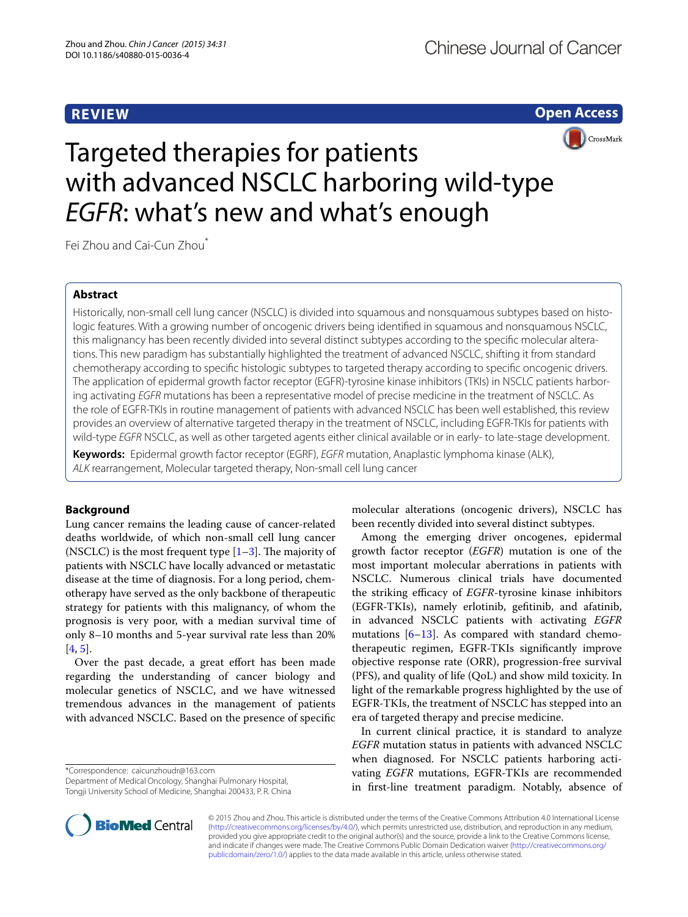REVIEW

Open Access

# Targeted therapies for patients with advanced NSCLC harboring wild-type *EGFR*: what's new and what's enough

Fei Zhou and Cai-Cun Zhou*

## Abstract

Historically, non-small cell lung cancer (NSCLC) is divided into squamous and nonsquamous subtypes based on histologic features. With a growing number of oncogenic drivers being identified in squamous and nonsquamous NSCLC, this malignancy has been recently divided into several distinct subtypes according to the specific molecular alterations. This new paradigm has substantially highlighted the treatment of advanced NSCLC, shifting it from standard chemotherapy according to specific histologic subtypes to targeted therapy according to specific oncogenic drivers. The application of epidermal growth factor receptor (EGFR)-tyrosine kinase inhibitors (TKIs) in NSCLC patients harboring activating *EGFR* mutations has been a representative model of precise medicine in the treatment of NSCLC. As the role of EGFR-TKIs in routine management of patients with advanced NSCLC has been well established, this review provides an overview of alternative targeted therapy in the treatment of NSCLC, including EGFR-TKIs for patients with wild-type *EGFR* NSCLC, as well as other targeted agents either clinical available or in early- to late-stage development.

**Keywords:** Epidermal growth factor receptor (EGRF), *EGFR* mutation, Anaplastic lymphoma kinase (ALK), *ALK* rearrangement, Molecular targeted therapy, Non-small cell lung cancer

## Background

Lung cancer remains the leading cause of cancer-related deaths worldwide, of which non-small cell lung cancer (NSCLC) is the most frequent type [1–3]. The majority of patients with NSCLC have locally advanced or metastatic disease at the time of diagnosis. For a long period, chemotherapy have served as the only backbone of therapeutic strategy for patients with this malignancy, of whom the prognosis is very poor, with a median survival time of only 8–10 months and 5-year survival rate less than 20% [4, 5].

Over the past decade, a great effort has been made regarding the understanding of cancer biology and molecular genetics of NSCLC, and we have witnessed tremendous advances in the management of patients with advanced NSCLC. Based on the presence of specific molecular alterations (oncogenic drivers), NSCLC has been recently divided into several distinct subtypes.

Among the emerging driver oncogenes, epidermal growth factor receptor (*EGFR*) mutation is one of the most important molecular aberrations in patients with NSCLC. Numerous clinical trials have documented the striking efficacy of *EGFR*-tyrosine kinase inhibitors (EGFR-TKIs), namely erlotinib, gefitinib, and afatinib, in advanced NSCLC patients with activating *EGFR* mutations [6–13]. As compared with standard chemotherapeutic regimen, EGFR-TKIs significantly improve objective response rate (ORR), progression-free survival (PFS), and quality of life (QoL) and show mild toxicity. In light of the remarkable progress highlighted by the use of EGFR-TKIs, the treatment of NSCLC has stepped into an era of targeted therapy and precise medicine.

In current clinical practice, it is standard to analyze *EGFR* mutation status in patients with advanced NSCLC when diagnosed. For NSCLC patients harboring activating *EGFR* mutations, EGFR-TKIs are recommended in first-line treatment paradigm. Notably, absence of

*Correspondence: caicunzhoudr@163.com
Department of Medical Oncology, Shanghai Pulmonary Hospital, Tongji University School of Medicine, Shanghai 200433, P. R. China

© 2015 Zhou and Zhou. This article is distributed under the terms of the Creative Commons Attribution 4.0 International License (http://creativecommons.org/licenses/by/4.0/), which permits unrestricted use, distribution, and reproduction in any medium, provided you give appropriate credit to the original author(s) and the source, provide a link to the Creative Commons license, and indicate if changes were made. The Creative Commons Public Domain Dedication waiver (http://creativecommons.org/publicdomain/zero/1.0/) applies to the data made available in this article, unless otherwise stated.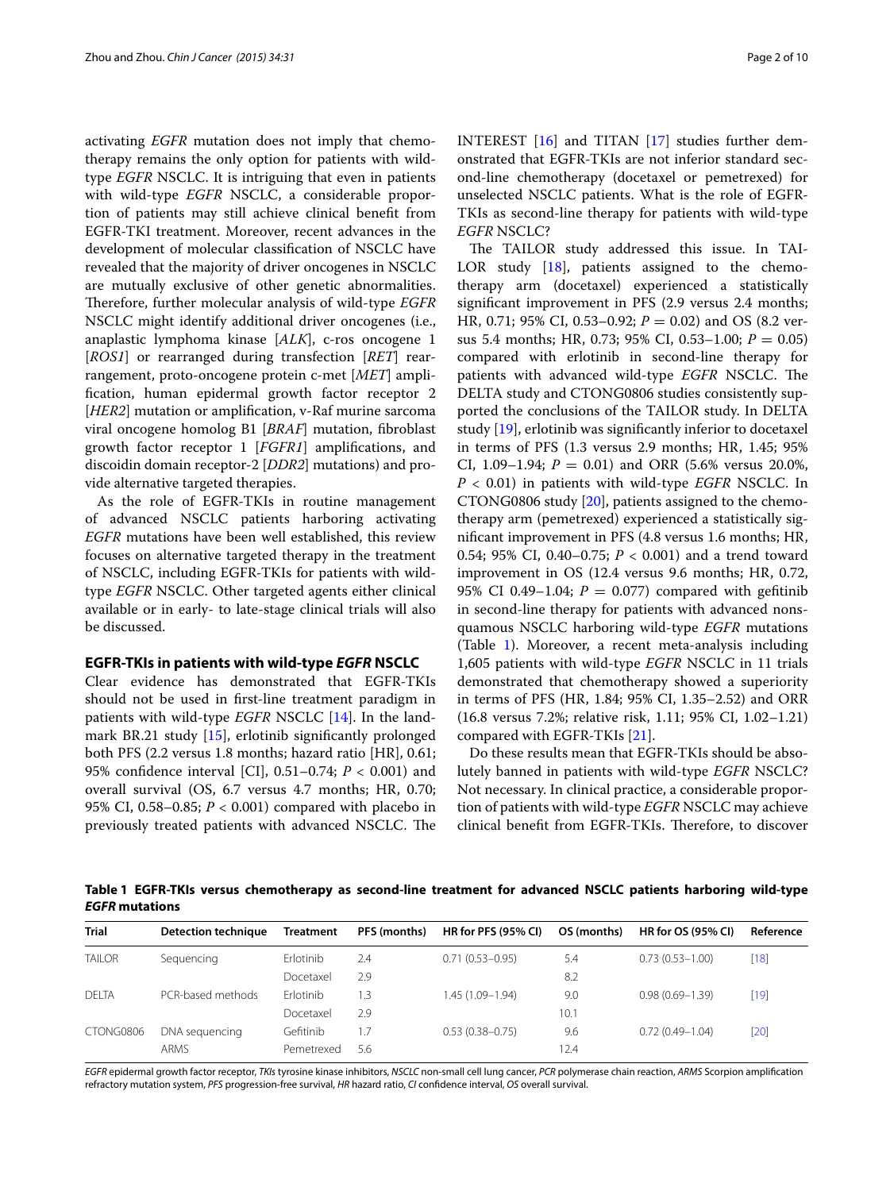activating *EGFR* mutation does not imply that chemotherapy remains the only option for patients with wild-type *EGFR* NSCLC. It is intriguing that even in patients with wild-type *EGFR* NSCLC, a considerable proportion of patients may still achieve clinical benefit from EGFR-TKI treatment. Moreover, recent advances in the development of molecular classification of NSCLC have revealed that the majority of driver oncogenes in NSCLC are mutually exclusive of other genetic abnormalities. Therefore, further molecular analysis of wild-type *EGFR* NSCLC might identify additional driver oncogenes (i.e., anaplastic lymphoma kinase [*ALK*], c-ros oncogene 1 [*ROS1*] or rearranged during transfection [*RET*] rearrangement, proto-oncogene protein c-met [*MET*] amplification, human epidermal growth factor receptor 2 [*HER2*] mutation or amplification, v-Raf murine sarcoma viral oncogene homolog B1 [*BRAF*] mutation, fibroblast growth factor receptor 1 [*FGFR1*] amplifications, and discoidin domain receptor-2 [*DDR2*] mutations) and provide alternative targeted therapies.

As the role of EGFR-TKIs in routine management of advanced NSCLC patients harboring activating *EGFR* mutations have been well established, this review focuses on alternative targeted therapy in the treatment of NSCLC, including EGFR-TKIs for patients with wild-type *EGFR* NSCLC. Other targeted agents either clinical available or in early- to late-stage clinical trials will also be discussed.

## EGFR-TKIs in patients with wild-type *EGFR* NSCLC

Clear evidence has demonstrated that EGFR-TKIs should not be used in first-line treatment paradigm in patients with wild-type *EGFR* NSCLC [14]. In the landmark BR.21 study [15], erlotinib significantly prolonged both PFS (2.2 versus 1.8 months; hazard ratio [HR], 0.61; 95% confidence interval [CI], 0.51–0.74; $P < 0.001$) and overall survival (OS, 6.7 versus 4.7 months; HR, 0.70; 95% CI, 0.58–0.85; $P < 0.001$) compared with placebo in previously treated patients with advanced NSCLC. The INTEREST [16] and TITAN [17] studies further demonstrated that EGFR-TKIs are not inferior standard second-line chemotherapy (docetaxel or pemetrexed) for unselected NSCLC patients. What is the role of EGFR-TKIs as second-line therapy for patients with wild-type *EGFR* NSCLC?

The TAILOR study addressed this issue. In TAILOR study [18], patients assigned to the chemotherapy arm (docetaxel) experienced a statistically significant improvement in PFS (2.9 versus 2.4 months; HR, 0.71; 95% CI, 0.53–0.92; $P = 0.02$) and OS (8.2 versus 5.4 months; HR, 0.73; 95% CI, 0.53–1.00; $P = 0.05$) compared with erlotinib in second-line therapy for patients with advanced wild-type *EGFR* NSCLC. The DELTA study and CTONG0806 studies consistently supported the conclusions of the TAILOR study. In DELTA study [19], erlotinib was significantly inferior to docetaxel in terms of PFS (1.3 versus 2.9 months; HR, 1.45; 95% CI, 1.09–1.94; $P = 0.01$) and ORR (5.6% versus 20.0%, $P < 0.01$) in patients with wild-type *EGFR* NSCLC. In CTONG0806 study [20], patients assigned to the chemotherapy arm (pemetrexed) experienced a statistically significant improvement in PFS (4.8 versus 1.6 months; HR, 0.54; 95% CI, 0.40–0.75; $P < 0.001$) and a trend toward improvement in OS (12.4 versus 9.6 months; HR, 0.72, 95% CI 0.49–1.04; $P = 0.077$) compared with gefitinib in second-line therapy for patients with advanced nonsquamous NSCLC harboring wild-type *EGFR* mutations (Table 1). Moreover, a recent meta-analysis including 1,605 patients with wild-type *EGFR* NSCLC in 11 trials demonstrated that chemotherapy showed a superiority in terms of PFS (HR, 1.84; 95% CI, 1.35–2.52) and ORR (16.8 versus 7.2%; relative risk, 1.11; 95% CI, 1.02–1.21) compared with EGFR-TKIs [21].

Do these results mean that EGFR-TKIs should be absolutely banned in patients with wild-type *EGFR* NSCLC? Not necessary. In clinical practice, a considerable proportion of patients with wild-type *EGFR* NSCLC may achieve clinical benefit from EGFR-TKIs. Therefore, to discover

**Table 1 EGFR-TKIs versus chemotherapy as second-line treatment for advanced NSCLC patients harboring wild-type *EGFR* mutations**

| Trial | Detection technique | Treatment | PFS (months) | HR for PFS (95% CI) | OS (months) | HR for OS (95% CI) | Reference |
|---|---|---|---|---|---|---|---|
| TAILOR | Sequencing | Erlotinib | 2.4 | 0.71 (0.53–0.95) | 5.4 | 0.73 (0.53–1.00) | [18] |
| | | Docetaxel | 2.9 | | 8.2 | | |
| DELTA | PCR-based methods | Erlotinib | 1.3 | 1.45 (1.09–1.94) | 9.0 | 0.98 (0.69–1.39) | [19] |
| | | Docetaxel | 2.9 | | 10.1 | | |
| CTONG0806 | DNA sequencing | Gefitinib | 1.7 | 0.53 (0.38–0.75) | 9.6 | 0.72 (0.49–1.04) | [20] |
| | ARMS | Pemetrexed | 5.6 | | 12.4 | | |

*EGFR* epidermal growth factor receptor, *TKIs* tyrosine kinase inhibitors, *NSCLC* non-small cell lung cancer, *PCR* polymerase chain reaction, *ARMS* Scorpion amplification refractory mutation system, *PFS* progression-free survival, *HR* hazard ratio, *CI* confidence interval, *OS* overall survival.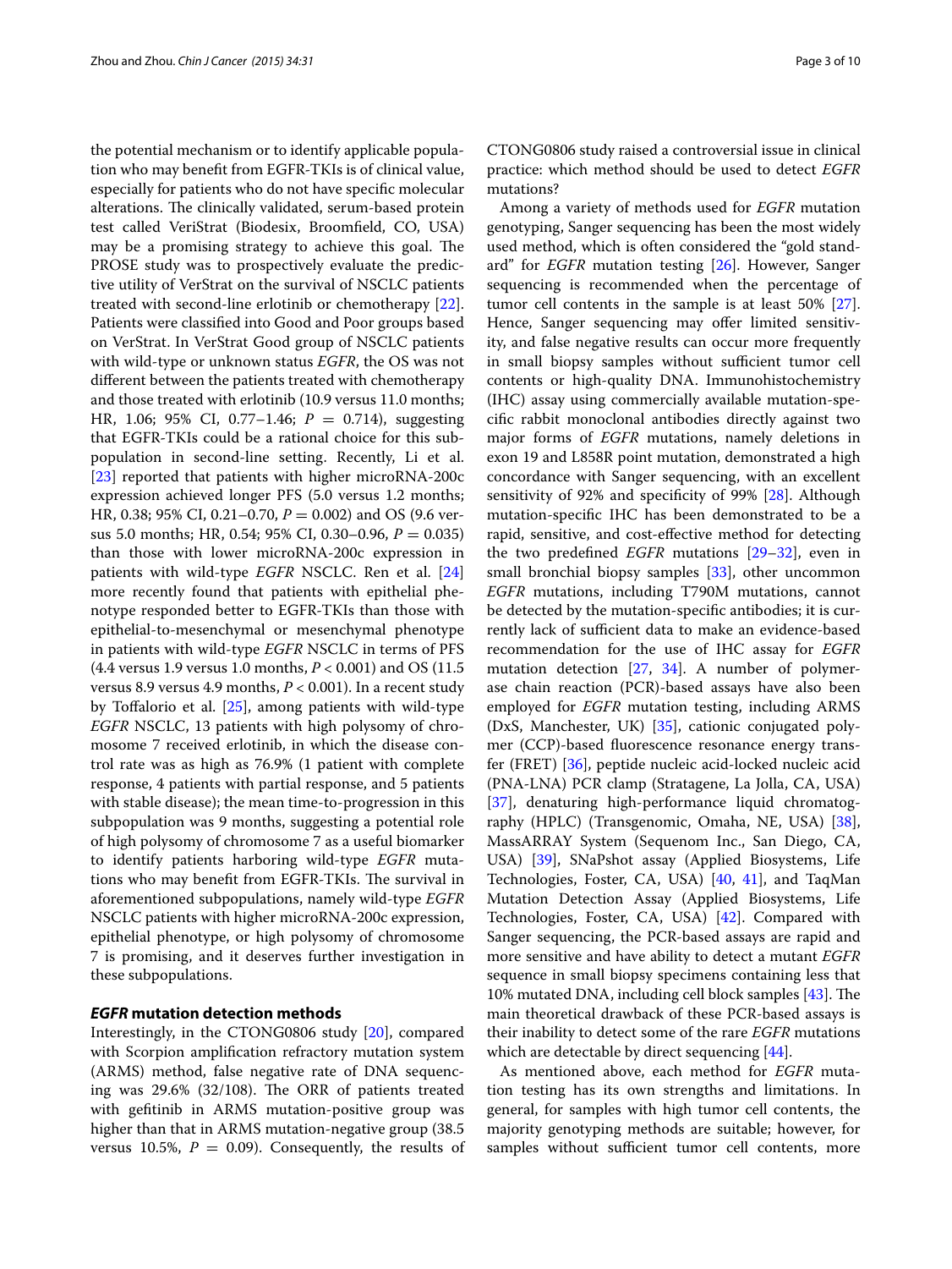the potential mechanism or to identify applicable population who may benefit from EGFR-TKIs is of clinical value, especially for patients who do not have specific molecular alterations. The clinically validated, serum-based protein test called VeriStrat (Biodesix, Broomfield, CO, USA) may be a promising strategy to achieve this goal. The PROSE study was to prospectively evaluate the predictive utility of VerStrat on the survival of NSCLC patients treated with second-line erlotinib or chemotherapy [22]. Patients were classified into Good and Poor groups based on VerStrat. In VerStrat Good group of NSCLC patients with wild-type or unknown status *EGFR*, the OS was not different between the patients treated with chemotherapy and those treated with erlotinib (10.9 versus 11.0 months; HR, 1.06; 95% CI, 0.77–1.46; $P = 0.714$), suggesting that EGFR-TKIs could be a rational choice for this subpopulation in second-line setting. Recently, Li et al. [23] reported that patients with higher microRNA-200c expression achieved longer PFS (5.0 versus 1.2 months; HR, 0.38; 95% CI, 0.21–0.70, $P = 0.002$) and OS (9.6 versus 5.0 months; HR, 0.54; 95% CI, 0.30–0.96, $P = 0.035$) than those with lower microRNA-200c expression in patients with wild-type *EGFR* NSCLC. Ren et al. [24] more recently found that patients with epithelial phenotype responded better to EGFR-TKIs than those with epithelial-to-mesenchymal or mesenchymal phenotype in patients with wild-type *EGFR* NSCLC in terms of PFS (4.4 versus 1.9 versus 1.0 months, $P < 0.001$) and OS (11.5 versus 8.9 versus 4.9 months, $P < 0.001$). In a recent study by Toffalorio et al. [25], among patients with wild-type *EGFR* NSCLC, 13 patients with high polysomy of chromosome 7 received erlotinib, in which the disease control rate was as high as 76.9% (1 patient with complete response, 4 patients with partial response, and 5 patients with stable disease); the mean time-to-progression in this subpopulation was 9 months, suggesting a potential role of high polysomy of chromosome 7 as a useful biomarker to identify patients harboring wild-type *EGFR* mutations who may benefit from EGFR-TKIs. The survival in aforementioned subpopulations, namely wild-type *EGFR* NSCLC patients with higher microRNA-200c expression, epithelial phenotype, or high polysomy of chromosome 7 is promising, and it deserves further investigation in these subpopulations.

### *EGFR* mutation detection methods

Interestingly, in the CTONG0806 study [20], compared with Scorpion amplification refractory mutation system (ARMS) method, false negative rate of DNA sequencing was 29.6% (32/108). The ORR of patients treated with gefitinib in ARMS mutation-positive group was higher than that in ARMS mutation-negative group (38.5 versus 10.5%, $P = 0.09$). Consequently, the results of CTONG0806 study raised a controversial issue in clinical practice: which method should be used to detect *EGFR* mutations?

Among a variety of methods used for *EGFR* mutation genotyping, Sanger sequencing has been the most widely used method, which is often considered the "gold standard" for *EGFR* mutation testing [26]. However, Sanger sequencing is recommended when the percentage of tumor cell contents in the sample is at least 50% [27]. Hence, Sanger sequencing may offer limited sensitivity, and false negative results can occur more frequently in small biopsy samples without sufficient tumor cell contents or high-quality DNA. Immunohistochemistry (IHC) assay using commercially available mutation-specific rabbit monoclonal antibodies directly against two major forms of *EGFR* mutations, namely deletions in exon 19 and L858R point mutation, demonstrated a high concordance with Sanger sequencing, with an excellent sensitivity of 92% and specificity of 99% [28]. Although mutation-specific IHC has been demonstrated to be a rapid, sensitive, and cost-effective method for detecting the two predefined *EGFR* mutations [29–32], even in small bronchial biopsy samples [33], other uncommon *EGFR* mutations, including T790M mutations, cannot be detected by the mutation-specific antibodies; it is currently lack of sufficient data to make an evidence-based recommendation for the use of IHC assay for *EGFR* mutation detection [27, 34]. A number of polymerase chain reaction (PCR)-based assays have also been employed for *EGFR* mutation testing, including ARMS (DxS, Manchester, UK) [35], cationic conjugated polymer (CCP)-based fluorescence resonance energy transfer (FRET) [36], peptide nucleic acid-locked nucleic acid (PNA-LNA) PCR clamp (Stratagene, La Jolla, CA, USA) [37], denaturing high-performance liquid chromatography (HPLC) (Transgenomic, Omaha, NE, USA) [38], MassARRAY System (Sequenom Inc., San Diego, CA, USA) [39], SNaPshot assay (Applied Biosystems, Life Technologies, Foster, CA, USA) [40, 41], and TaqMan Mutation Detection Assay (Applied Biosystems, Life Technologies, Foster, CA, USA) [42]. Compared with Sanger sequencing, the PCR-based assays are rapid and more sensitive and have ability to detect a mutant *EGFR* sequence in small biopsy specimens containing less that 10% mutated DNA, including cell block samples [43]. The main theoretical drawback of these PCR-based assays is their inability to detect some of the rare *EGFR* mutations which are detectable by direct sequencing [44].

As mentioned above, each method for *EGFR* mutation testing has its own strengths and limitations. In general, for samples with high tumor cell contents, the majority genotyping methods are suitable; however, for samples without sufficient tumor cell contents, more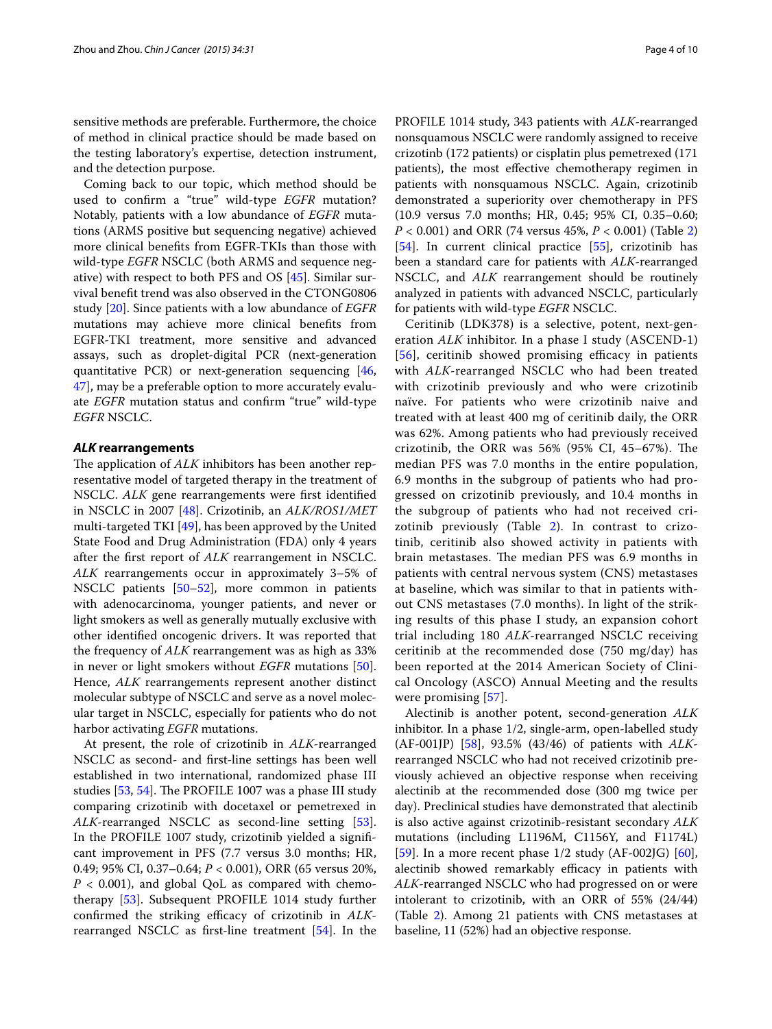sensitive methods are preferable. Furthermore, the choice of method in clinical practice should be made based on the testing laboratory's expertise, detection instrument, and the detection purpose.

Coming back to our topic, which method should be used to confirm a "true" wild-type *EGFR* mutation? Notably, patients with a low abundance of *EGFR* mutations (ARMS positive but sequencing negative) achieved more clinical benefits from EGFR-TKIs than those with wild-type *EGFR* NSCLC (both ARMS and sequence negative) with respect to both PFS and OS [45]. Similar survival benefit trend was also observed in the CTONG0806 study [20]. Since patients with a low abundance of *EGFR* mutations may achieve more clinical benefits from EGFR-TKI treatment, more sensitive and advanced assays, such as droplet-digital PCR (next-generation quantitative PCR) or next-generation sequencing [46, 47], may be a preferable option to more accurately evaluate *EGFR* mutation status and confirm "true" wild-type *EGFR* NSCLC.

### *ALK* rearrangements

The application of *ALK* inhibitors has been another representative model of targeted therapy in the treatment of NSCLC. *ALK* gene rearrangements were first identified in NSCLC in 2007 [48]. Crizotinib, an *ALK/ROS1/MET* multi-targeted TKI [49], has been approved by the United State Food and Drug Administration (FDA) only 4 years after the first report of *ALK* rearrangement in NSCLC. *ALK* rearrangements occur in approximately 3–5% of NSCLC patients [50–52], more common in patients with adenocarcinoma, younger patients, and never or light smokers as well as generally mutually exclusive with other identified oncogenic drivers. It was reported that the frequency of *ALK* rearrangement was as high as 33% in never or light smokers without *EGFR* mutations [50]. Hence, *ALK* rearrangements represent another distinct molecular subtype of NSCLC and serve as a novel molecular target in NSCLC, especially for patients who do not harbor activating *EGFR* mutations.

At present, the role of crizotinib in *ALK*-rearranged NSCLC as second- and first-line settings has been well established in two international, randomized phase III studies [53, 54]. The PROFILE 1007 was a phase III study comparing crizotinib with docetaxel or pemetrexed in *ALK*-rearranged NSCLC as second-line setting [53]. In the PROFILE 1007 study, crizotinib yielded a significant improvement in PFS (7.7 versus 3.0 months; HR, 0.49; 95% CI, 0.37–0.64; $P < 0.001$), ORR (65 versus 20%, $P < 0.001$), and global QoL as compared with chemotherapy [53]. Subsequent PROFILE 1014 study further confirmed the striking efficacy of crizotinib in *ALK*-rearranged NSCLC as first-line treatment [54]. In the PROFILE 1014 study, 343 patients with *ALK*-rearranged nonsquamous NSCLC were randomly assigned to receive crizotinib (172 patients) or cisplatin plus pemetrexed (171 patients), the most effective chemotherapy regimen in patients with nonsquamous NSCLC. Again, crizotinib demonstrated a superiority over chemotherapy in PFS (10.9 versus 7.0 months; HR, 0.45; 95% CI, 0.35–0.60; $P < 0.001$) and ORR (74 versus 45%, $P < 0.001$) (Table 2) [54]. In current clinical practice [55], crizotinib has been a standard care for patients with *ALK*-rearranged NSCLC, and *ALK* rearrangement should be routinely analyzed in patients with advanced NSCLC, particularly for patients with wild-type *EGFR* NSCLC.

Ceritinib (LDK378) is a selective, potent, next-generation *ALK* inhibitor. In a phase I study (ASCEND-1) [56], ceritinib showed promising efficacy in patients with *ALK*-rearranged NSCLC who had been treated with crizotinib previously and who were crizotinib naïve. For patients who were crizotinib naive and treated with at least 400 mg of ceritinib daily, the ORR was 62%. Among patients who had previously received crizotinib, the ORR was 56% (95% CI, 45–67%). The median PFS was 7.0 months in the entire population, 6.9 months in the subgroup of patients who had progressed on crizotinib previously, and 10.4 months in the subgroup of patients who had not received crizotinib previously (Table 2). In contrast to crizotinib, ceritinib also showed activity in patients with brain metastases. The median PFS was 6.9 months in patients with central nervous system (CNS) metastases at baseline, which was similar to that in patients without CNS metastases (7.0 months). In light of the striking results of this phase I study, an expansion cohort trial including 180 *ALK*-rearranged NSCLC receiving ceritinib at the recommended dose (750 mg/day) has been reported at the 2014 American Society of Clinical Oncology (ASCO) Annual Meeting and the results were promising [57].

Alectinib is another potent, second-generation *ALK* inhibitor. In a phase 1/2, single-arm, open-labelled study (AF-001JP) [58], 93.5% (43/46) of patients with *ALK*-rearranged NSCLC who had not received crizotinib previously achieved an objective response when receiving alectinib at the recommended dose (300 mg twice per day). Preclinical studies have demonstrated that alectinib is also active against crizotinib-resistant secondary *ALK* mutations (including L1196M, C1156Y, and F1174L) [59]. In a more recent phase 1/2 study (AF-002JG) [60], alectinib showed remarkably efficacy in patients with *ALK*-rearranged NSCLC who had progressed on or were intolerant to crizotinib, with an ORR of 55% (24/44) (Table 2). Among 21 patients with CNS metastases at baseline, 11 (52%) had an objective response.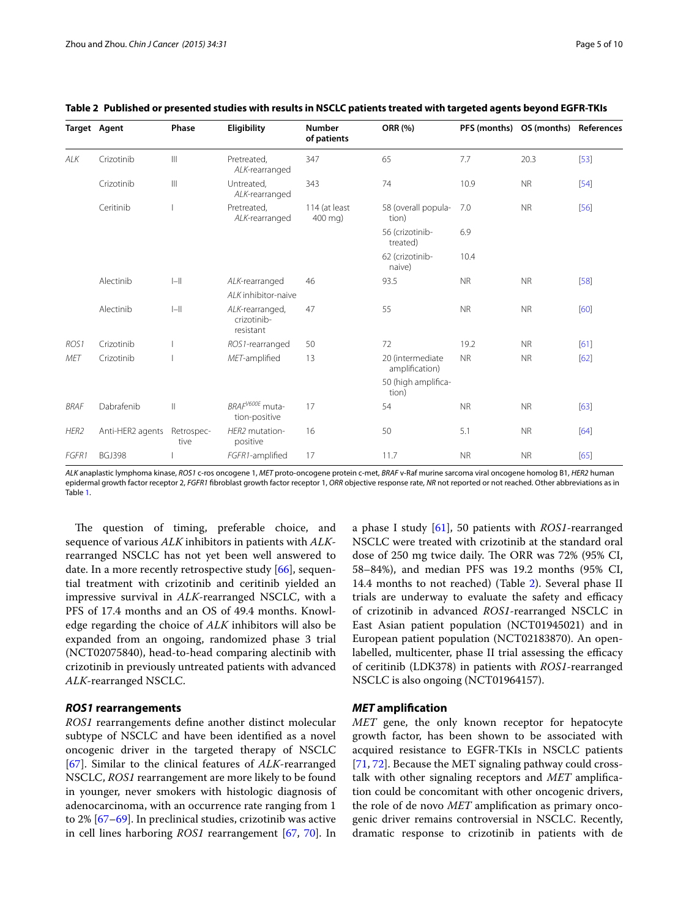**Table 2 Published or presented studies with results in NSCLC patients treated with targeted agents beyond EGFR-TKIs**

| Target | Agent | Phase | Eligibility | Number of patients | ORR (%) | PFS (months) | OS (months) | References |
|---|---|---|---|---|---|---|---|---|
| *ALK* | Crizotinib | III | Pretreated, *ALK*-rearranged | 347 | 65 | 7.7 | 20.3 | [53] |
| | Crizotinib | III | Untreated, *ALK*-rearranged | 343 | 74 | 10.9 | NR | [54] |
| | Ceritinib | I | Pretreated, *ALK*-rearranged | 114 (at least 400 mg) | 58 (overall population) | 7.0 | NR | [56] |
| | | | | | 56 (crizotinib-treated) | 6.9 | | |
| | | | | | 62 (crizotinib-naive) | 10.4 | | |
| | Alectinib | I–II | *ALK*-rearranged *ALK* inhibitor-naive | 46 | 93.5 | NR | NR | [58] |
| | Alectinib | I–II | *ALK*-rearranged, crizotinib-resistant | 47 | 55 | NR | NR | [60] |
| *ROS1* | Crizotinib | I | *ROS1*-rearranged | 50 | 72 | 19.2 | NR | [61] |
| *MET* | Crizotinib | I | *MET*-amplified | 13 | 20 (intermediate amplification) | NR | NR | [62] |
| | | | | | 50 (high amplification) | | | |
| *BRAF* | Dabrafenib | II | $BRAF^{V600E}$ mutation-positive | 17 | 54 | NR | NR | [63] |
| *HER2* | Anti-HER2 agents | Retrospective | *HER2* mutation-positive | 16 | 50 | 5.1 | NR | [64] |
| *FGFR1* | BGJ398 | I | *FGFR1*-amplified | 17 | 11.7 | NR | NR | [65] |

*ALK* anaplastic lymphoma kinase, *ROS1* c-ros oncogene 1, *MET* proto-oncogene protein c-met, *BRAF* v-Raf murine sarcoma viral oncogene homolog B1, *HER2* human epidermal growth factor receptor 2, *FGFR1* fibroblast growth factor receptor 1, *ORR* objective response rate, *NR* not reported or not reached. Other abbreviations as in Table 1.

The question of timing, preferable choice, and sequence of various *ALK* inhibitors in patients with *ALK*-rearranged NSCLC has not yet been well answered to date. In a more recently retrospective study [66], sequential treatment with crizotinib and ceritinib yielded an impressive survival in *ALK*-rearranged NSCLC, with a PFS of 17.4 months and an OS of 49.4 months. Knowledge regarding the choice of *ALK* inhibitors will also be expanded from an ongoing, randomized phase 3 trial (NCT02075840), head-to-head comparing alectinib with crizotinib in previously untreated patients with advanced *ALK*-rearranged NSCLC.

### *ROS1* rearrangements

*ROS1* rearrangements define another distinct molecular subtype of NSCLC and have been identified as a novel oncogenic driver in the targeted therapy of NSCLC [67]. Similar to the clinical features of *ALK*-rearranged NSCLC, *ROS1* rearrangement are more likely to be found in younger, never smokers with histologic diagnosis of adenocarcinoma, with an occurrence rate ranging from 1 to 2% [67–69]. In preclinical studies, crizotinib was active in cell lines harboring *ROS1* rearrangement [67, 70]. In a phase I study [61], 50 patients with *ROS1*-rearranged NSCLC were treated with crizotinib at the standard oral dose of 250 mg twice daily. The ORR was 72% (95% CI, 58–84%), and median PFS was 19.2 months (95% CI, 14.4 months to not reached) (Table 2). Several phase II trials are underway to evaluate the safety and efficacy of crizotinib in advanced *ROS1*-rearranged NSCLC in East Asian patient population (NCT01945021) and in European patient population (NCT02183870). An open-labelled, multicenter, phase II trial assessing the efficacy of ceritinib (LDK378) in patients with *ROS1*-rearranged NSCLC is also ongoing (NCT01964157).

### *MET* amplification

*MET* gene, the only known receptor for hepatocyte growth factor, has been shown to be associated with acquired resistance to EGFR-TKIs in NSCLC patients [71, 72]. Because the MET signaling pathway could cross-talk with other signaling receptors and *MET* amplification could be concomitant with other oncogenic drivers, the role of de novo *MET* amplification as primary oncogenic driver remains controversial in NSCLC. Recently, dramatic response to crizotinib in patients with de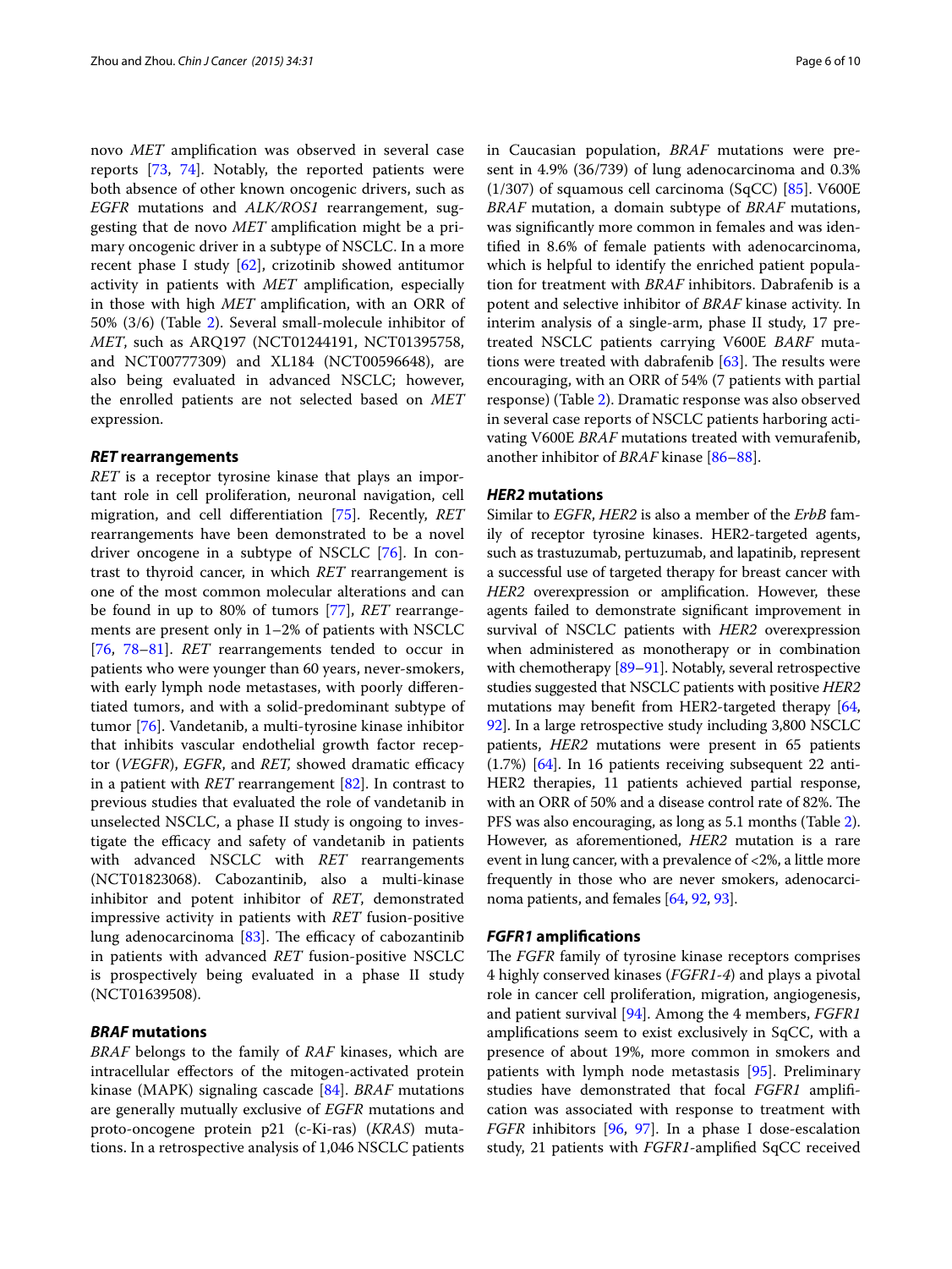novo *MET* amplification was observed in several case reports [73, 74]. Notably, the reported patients were both absence of other known oncogenic drivers, such as *EGFR* mutations and *ALK/ROS1* rearrangement, suggesting that de novo *MET* amplification might be a primary oncogenic driver in a subtype of NSCLC. In a more recent phase I study [62], crizotinib showed antitumor activity in patients with *MET* amplification, especially in those with high *MET* amplification, with an ORR of 50% (3/6) (Table 2). Several small-molecule inhibitor of *MET*, such as ARQ197 (NCT01244191, NCT01395758, and NCT00777309) and XL184 (NCT00596648), are also being evaluated in advanced NSCLC; however, the enrolled patients are not selected based on *MET* expression.

### *RET* rearrangements

*RET* is a receptor tyrosine kinase that plays an important role in cell proliferation, neuronal navigation, cell migration, and cell differentiation [75]. Recently, *RET* rearrangements have been demonstrated to be a novel driver oncogene in a subtype of NSCLC [76]. In contrast to thyroid cancer, in which *RET* rearrangement is one of the most common molecular alterations and can be found in up to 80% of tumors [77], *RET* rearrangements are present only in 1–2% of patients with NSCLC [76, 78–81]. *RET* rearrangements tended to occur in patients who were younger than 60 years, never-smokers, with early lymph node metastases, with poorly differentiated tumors, and with a solid-predominant subtype of tumor [76]. Vandetanib, a multi-tyrosine kinase inhibitor that inhibits vascular endothelial growth factor receptor (*VEGFR*), *EGFR*, and *RET,* showed dramatic efficacy in a patient with *RET* rearrangement [82]. In contrast to previous studies that evaluated the role of vandetanib in unselected NSCLC, a phase II study is ongoing to investigate the efficacy and safety of vandetanib in patients with advanced NSCLC with *RET* rearrangements (NCT01823068). Cabozantinib, also a multi-kinase inhibitor and potent inhibitor of *RET*, demonstrated impressive activity in patients with *RET* fusion-positive lung adenocarcinoma [83]. The efficacy of cabozantinib in patients with advanced *RET* fusion-positive NSCLC is prospectively being evaluated in a phase II study (NCT01639508).

### *BRAF* mutations

*BRAF* belongs to the family of *RAF* kinases, which are intracellular effectors of the mitogen-activated protein kinase (MAPK) signaling cascade [84]. *BRAF* mutations are generally mutually exclusive of *EGFR* mutations and proto-oncogene protein p21 (c-Ki-ras) (*KRAS*) mutations. In a retrospective analysis of 1,046 NSCLC patients in Caucasian population, *BRAF* mutations were present in 4.9% (36/739) of lung adenocarcinoma and 0.3% (1/307) of squamous cell carcinoma (SqCC) [85]. V600E *BRAF* mutation, a domain subtype of *BRAF* mutations, was significantly more common in females and was identified in 8.6% of female patients with adenocarcinoma, which is helpful to identify the enriched patient population for treatment with *BRAF* inhibitors. Dabrafenib is a potent and selective inhibitor of *BRAF* kinase activity. In interim analysis of a single-arm, phase II study, 17 pretreated NSCLC patients carrying V600E *BARF* mutations were treated with dabrafenib [63]. The results were encouraging, with an ORR of 54% (7 patients with partial response) (Table 2). Dramatic response was also observed in several case reports of NSCLC patients harboring activating V600E *BRAF* mutations treated with vemurafenib, another inhibitor of *BRAF* kinase [86–88].

### *HER2* mutations

Similar to *EGFR*, *HER2* is also a member of the *ErbB* family of receptor tyrosine kinases. HER2-targeted agents, such as trastuzumab, pertuzumab, and lapatinib, represent a successful use of targeted therapy for breast cancer with *HER2* overexpression or amplification. However, these agents failed to demonstrate significant improvement in survival of NSCLC patients with *HER2* overexpression when administered as monotherapy or in combination with chemotherapy [89–91]. Notably, several retrospective studies suggested that NSCLC patients with positive *HER2* mutations may benefit from HER2-targeted therapy [64, 92]. In a large retrospective study including 3,800 NSCLC patients, *HER2* mutations were present in 65 patients (1.7%) [64]. In 16 patients receiving subsequent 22 anti-HER2 therapies, 11 patients achieved partial response, with an ORR of 50% and a disease control rate of 82%. The PFS was also encouraging, as long as 5.1 months (Table 2). However, as aforementioned, *HER2* mutation is a rare event in lung cancer, with a prevalence of <2%, a little more frequently in those who are never smokers, adenocarcinoma patients, and females [64, 92, 93].

### *FGFR1* amplifications

The *FGFR* family of tyrosine kinase receptors comprises 4 highly conserved kinases (*FGFR1-4*) and plays a pivotal role in cancer cell proliferation, migration, angiogenesis, and patient survival [94]. Among the 4 members, *FGFR1* amplifications seem to exist exclusively in SqCC, with a presence of about 19%, more common in smokers and patients with lymph node metastasis [95]. Preliminary studies have demonstrated that focal *FGFR1* amplification was associated with response to treatment with *FGFR* inhibitors [96, 97]. In a phase I dose-escalation study, 21 patients with *FGFR1*-amplified SqCC received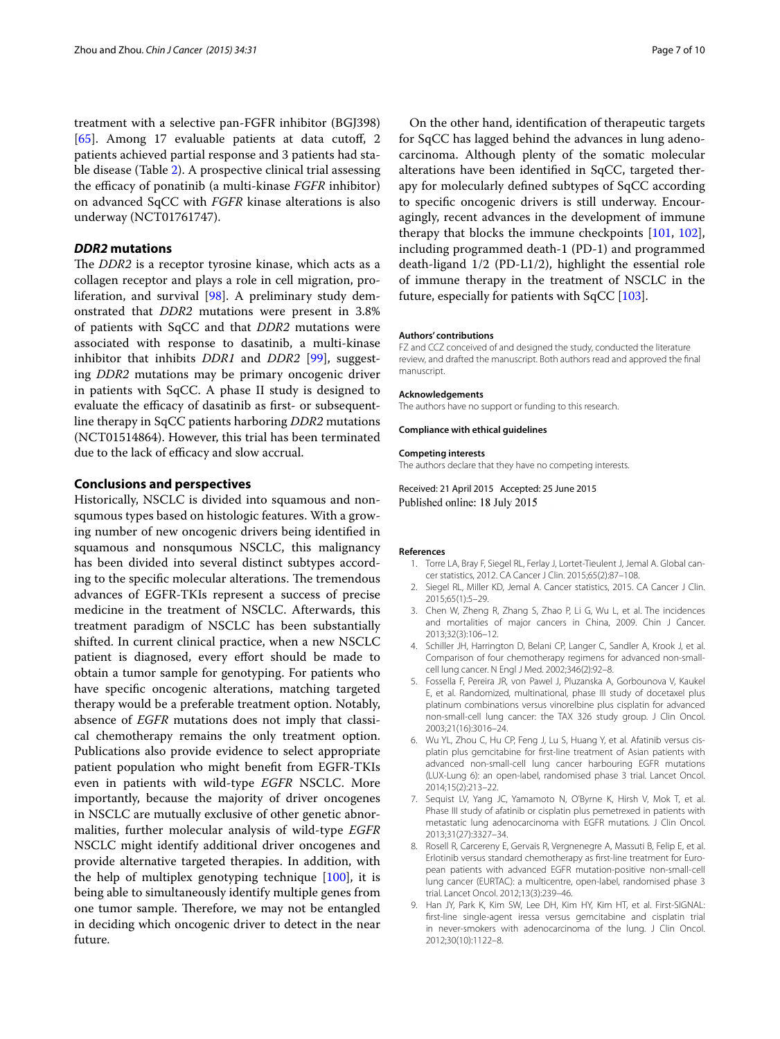treatment with a selective pan-FGFR inhibitor (BGJ398) [65]. Among 17 evaluable patients at data cutoff, 2 patients achieved partial response and 3 patients had stable disease (Table 2). A prospective clinical trial assessing the efficacy of ponatinib (a multi-kinase *FGFR* inhibitor) on advanced SqCC with *FGFR* kinase alterations is also underway (NCT01761747).

### *DDR2* mutations

The *DDR2* is a receptor tyrosine kinase, which acts as a collagen receptor and plays a role in cell migration, proliferation, and survival [98]. A preliminary study demonstrated that *DDR2* mutations were present in 3.8% of patients with SqCC and that *DDR2* mutations were associated with response to dasatinib, a multi-kinase inhibitor that inhibits *DDR1* and *DDR2* [99], suggesting *DDR2* mutations may be primary oncogenic driver in patients with SqCC. A phase II study is designed to evaluate the efficacy of dasatinib as first- or subsequent-line therapy in SqCC patients harboring *DDR2* mutations (NCT01514864). However, this trial has been terminated due to the lack of efficacy and slow accrual.

## Conclusions and perspectives

Historically, NSCLC is divided into squamous and nonsqumous types based on histologic features. With a growing number of new oncogenic drivers being identified in squamous and nonsqumous NSCLC, this malignancy has been divided into several distinct subtypes according to the specific molecular alterations. The tremendous advances of EGFR-TKIs represent a success of precise medicine in the treatment of NSCLC. Afterwards, this treatment paradigm of NSCLC has been substantially shifted. In current clinical practice, when a new NSCLC patient is diagnosed, every effort should be made to obtain a tumor sample for genotyping. For patients who have specific oncogenic alterations, matching targeted therapy would be a preferable treatment option. Notably, absence of *EGFR* mutations does not imply that classical chemotherapy remains the only treatment option. Publications also provide evidence to select appropriate patient population who might benefit from EGFR-TKIs even in patients with wild-type *EGFR* NSCLC. More importantly, because the majority of driver oncogenes in NSCLC are mutually exclusive of other genetic abnormalities, further molecular analysis of wild-type *EGFR* NSCLC might identify additional driver oncogenes and provide alternative targeted therapies. In addition, with the help of multiplex genotyping technique [100], it is being able to simultaneously identify multiple genes from one tumor sample. Therefore, we may not be entangled in deciding which oncogenic driver to detect in the near future.

On the other hand, identification of therapeutic targets for SqCC has lagged behind the advances in lung adenocarcinoma. Although plenty of the somatic molecular alterations have been identified in SqCC, targeted therapy for molecularly defined subtypes of SqCC according to specific oncogenic drivers is still underway. Encouragingly, recent advances in the development of immune therapy that blocks the immune checkpoints [101, 102], including programmed death-1 (PD-1) and programmed death-ligand 1/2 (PD-L1/2), highlight the essential role of immune therapy in the treatment of NSCLC in the future, especially for patients with SqCC [103].

#### Authors' contributions

FZ and CCZ conceived of and designed the study, conducted the literature review, and drafted the manuscript. Both authors read and approved the final manuscript.

#### Acknowledgements

The authors have no support or funding to this research.

#### Compliance with ethical guidelines

#### Competing interests

The authors declare that they have no competing interests.

Received: 21 April 2015 Accepted: 25 June 2015
Published online: 18 July 2015

#### References

1. Torre LA, Bray F, Siegel RL, Ferlay J, Lortet-Tieulent J, Jemal A. Global cancer statistics, 2012. CA Cancer J Clin. 2015;65(2):87–108.
2. Siegel RL, Miller KD, Jemal A. Cancer statistics, 2015. CA Cancer J Clin. 2015;65(1):5–29.
3. Chen W, Zheng R, Zhang S, Zhao P, Li G, Wu L, et al. The incidences and mortalities of major cancers in China, 2009. Chin J Cancer. 2013;32(3):106–12.
4. Schiller JH, Harrington D, Belani CP, Langer C, Sandler A, Krook J, et al. Comparison of four chemotherapy regimens for advanced non-small-cell lung cancer. N Engl J Med. 2002;346(2):92–8.
5. Fossella F, Pereira JR, von Pawel J, Pluzanska A, Gorbounova V, Kaukel E, et al. Randomized, multinational, phase III study of docetaxel plus platinum combinations versus vinorelbine plus cisplatin for advanced non-small-cell lung cancer: the TAX 326 study group. J Clin Oncol. 2003;21(16):3016–24.
6. Wu YL, Zhou C, Hu CP, Feng J, Lu S, Huang Y, et al. Afatinib versus cisplatin plus gemcitabine for first-line treatment of Asian patients with advanced non-small-cell lung cancer harbouring EGFR mutations (LUX-Lung 6): an open-label, randomised phase 3 trial. Lancet Oncol. 2014;15(2):213–22.
7. Sequist LV, Yang JC, Yamamoto N, O'Byrne K, Hirsh V, Mok T, et al. Phase III study of afatinib or cisplatin plus pemetrexed in patients with metastatic lung adenocarcinoma with EGFR mutations. J Clin Oncol. 2013;31(27):3327–34.
8. Rosell R, Carcereny E, Gervais R, Vergnenegre A, Massuti B, Felip E, et al. Erlotinib versus standard chemotherapy as first-line treatment for European patients with advanced EGFR mutation-positive non-small-cell lung cancer (EURTAC): a multicentre, open-label, randomised phase 3 trial. Lancet Oncol. 2012;13(3):239–46.
9. Han JY, Park K, Kim SW, Lee DH, Kim HY, Kim HT, et al. First-SIGNAL: first-line single-agent iressa versus gemcitabine and cisplatin trial in never-smokers with adenocarcinoma of the lung. J Clin Oncol. 2012;30(10):1122–8.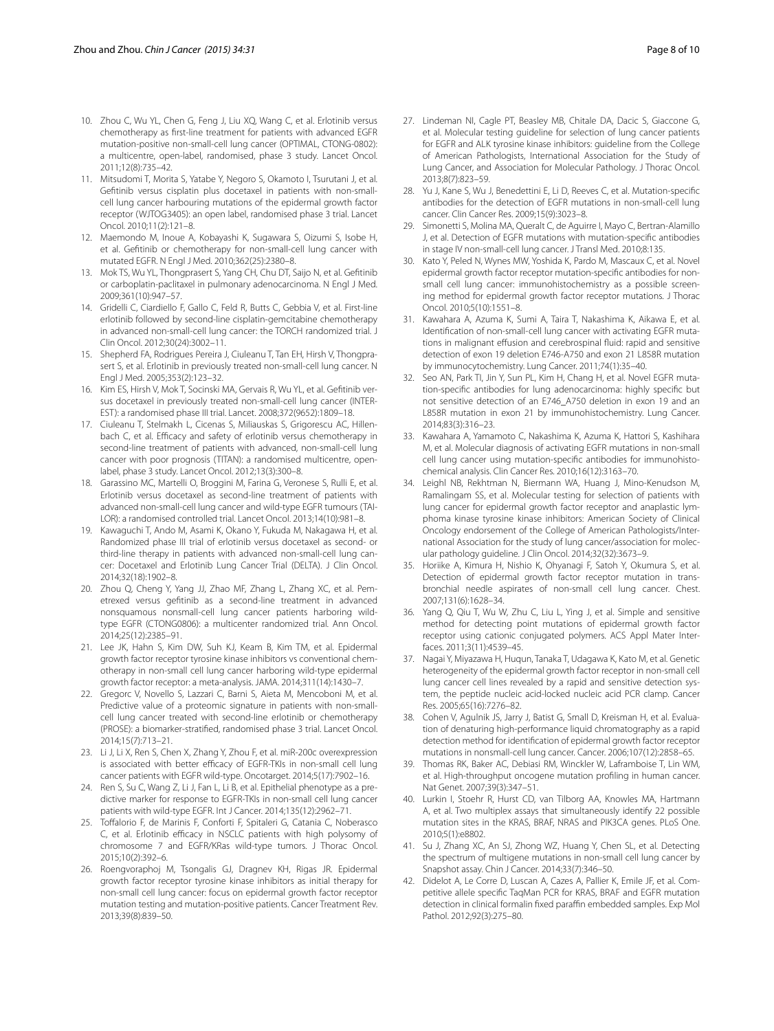10. Zhou C, Wu YL, Chen G, Feng J, Liu XQ, Wang C, et al. Erlotinib versus chemotherapy as first-line treatment for patients with advanced EGFR mutation-positive non-small-cell lung cancer (OPTIMAL, CTONG-0802): a multicentre, open-label, randomised, phase 3 study. Lancet Oncol. 2011;12(8):735–42.
11. Mitsudomi T, Morita S, Yatabe Y, Negoro S, Okamoto I, Tsurutani J, et al. Gefitinib versus cisplatin plus docetaxel in patients with non-small-cell lung cancer harbouring mutations of the epidermal growth factor receptor (WJTOG3405): an open label, randomised phase 3 trial. Lancet Oncol. 2010;11(2):121–8.
12. Maemondo M, Inoue A, Kobayashi K, Sugawara S, Oizumi S, Isobe H, et al. Gefitinib or chemotherapy for non-small-cell lung cancer with mutated EGFR. N Engl J Med. 2010;362(25):2380–8.
13. Mok TS, Wu YL, Thongprasert S, Yang CH, Chu DT, Saijo N, et al. Gefitinib or carboplatin-paclitaxel in pulmonary adenocarcinoma. N Engl J Med. 2009;361(10):947–57.
14. Gridelli C, Ciardiello F, Gallo C, Feld R, Butts C, Gebbia V, et al. First-line erlotinib followed by second-line cisplatin-gemcitabine chemotherapy in advanced non-small-cell lung cancer: the TORCH randomized trial. J Clin Oncol. 2012;30(24):3002–11.
15. Shepherd FA, Rodrigues Pereira J, Ciuleanu T, Tan EH, Hirsh V, Thongprasert S, et al. Erlotinib in previously treated non-small-cell lung cancer. N Engl J Med. 2005;353(2):123–32.
16. Kim ES, Hirsh V, Mok T, Socinski MA, Gervais R, Wu YL, et al. Gefitinib versus docetaxel in previously treated non-small-cell lung cancer (INTEREST): a randomised phase III trial. Lancet. 2008;372(9652):1809–18.
17. Ciuleanu T, Stelmakh L, Cicenas S, Miliauskas S, Grigorescu AC, Hillenbach C, et al. Efficacy and safety of erlotinib versus chemotherapy in second-line treatment of patients with advanced, non-small-cell lung cancer with poor prognosis (TITAN): a randomised multicentre, open-label, phase 3 study. Lancet Oncol. 2012;13(3):300–8.
18. Garassino MC, Martelli O, Broggini M, Farina G, Veronese S, Rulli E, et al. Erlotinib versus docetaxel as second-line treatment of patients with advanced non-small-cell lung cancer and wild-type EGFR tumours (TAILOR): a randomised controlled trial. Lancet Oncol. 2013;14(10):981–8.
19. Kawaguchi T, Ando M, Asami K, Okano Y, Fukuda M, Nakagawa H, et al. Randomized phase III trial of erlotinib versus docetaxel as second- or third-line therapy in patients with advanced non-small-cell lung cancer: Docetaxel and Erlotinib Lung Cancer Trial (DELTA). J Clin Oncol. 2014;32(18):1902–8.
20. Zhou Q, Cheng Y, Yang JJ, Zhao MF, Zhang L, Zhang XC, et al. Pemetrexed versus gefitinib as a second-line treatment in advanced nonsquamous nonsmall-cell lung cancer patients harboring wild-type EGFR (CTONG0806): a multicenter randomized trial. Ann Oncol. 2014;25(12):2385–91.
21. Lee JK, Hahn S, Kim DW, Suh KJ, Keam B, Kim TM, et al. Epidermal growth factor receptor tyrosine kinase inhibitors vs conventional chemotherapy in non-small cell lung cancer harboring wild-type epidermal growth factor receptor: a meta-analysis. JAMA. 2014;311(14):1430–7.
22. Gregorc V, Novello S, Lazzari C, Barni S, Aieta M, Mencoboni M, et al. Predictive value of a proteomic signature in patients with non-small-cell lung cancer treated with second-line erlotinib or chemotherapy (PROSE): a biomarker-stratified, randomised phase 3 trial. Lancet Oncol. 2014;15(7):713–21.
23. Li J, Li X, Ren S, Chen X, Zhang Y, Zhou F, et al. miR-200c overexpression is associated with better efficacy of EGFR-TKIs in non-small cell lung cancer patients with EGFR wild-type. Oncotarget. 2014;5(17):7902–16.
24. Ren S, Su C, Wang Z, Li J, Fan L, Li B, et al. Epithelial phenotype as a predictive marker for response to EGFR-TKIs in non-small cell lung cancer patients with wild-type EGFR. Int J Cancer. 2014;135(12):2962–71.
25. Toffalorio F, de Marinis F, Conforti F, Spitaleri G, Catania C, Noberasco C, et al. Erlotinib efficacy in NSCLC patients with high polysomy of chromosome 7 and EGFR/KRas wild-type tumors. J Thorac Oncol. 2015;10(2):392–6.
26. Roengvoraphoj M, Tsongalis GJ, Dragnev KH, Rigas JR. Epidermal growth factor receptor tyrosine kinase inhibitors as initial therapy for non-small cell lung cancer: focus on epidermal growth factor receptor mutation testing and mutation-positive patients. Cancer Treatment Rev. 2013;39(8):839–50.
27. Lindeman NI, Cagle PT, Beasley MB, Chitale DA, Dacic S, Giaccone G, et al. Molecular testing guideline for selection of lung cancer patients for EGFR and ALK tyrosine kinase inhibitors: guideline from the College of American Pathologists, International Association for the Study of Lung Cancer, and Association for Molecular Pathology. J Thorac Oncol. 2013;8(7):823–59.
28. Yu J, Kane S, Wu J, Benedettini E, Li D, Reeves C, et al. Mutation-specific antibodies for the detection of EGFR mutations in non-small-cell lung cancer. Clin Cancer Res. 2009;15(9):3023–8.
29. Simonetti S, Molina MA, Queralt C, de Aguirre I, Mayo C, Bertran-Alamillo J, et al. Detection of EGFR mutations with mutation-specific antibodies in stage IV non-small-cell lung cancer. J Transl Med. 2010;8:135.
30. Kato Y, Peled N, Wynes MW, Yoshida K, Pardo M, Mascaux C, et al. Novel epidermal growth factor receptor mutation-specific antibodies for non-small cell lung cancer: immunohistochemistry as a possible screening method for epidermal growth factor receptor mutations. J Thorac Oncol. 2010;5(10):1551–8.
31. Kawahara A, Azuma K, Sumi A, Taira T, Nakashima K, Aikawa E, et al. Identification of non-small-cell lung cancer with activating EGFR mutations in malignant effusion and cerebrospinal fluid: rapid and sensitive detection of exon 19 deletion E746-A750 and exon 21 L858R mutation by immunocytochemistry. Lung Cancer. 2011;74(1):35–40.
32. Seo AN, Park TI, Jin Y, Sun PL, Kim H, Chang H, et al. Novel EGFR mutation-specific antibodies for lung adenocarcinoma: highly specific but not sensitive detection of an E746_A750 deletion in exon 19 and an L858R mutation in exon 21 by immunohistochemistry. Lung Cancer. 2014;83(3):316–23.
33. Kawahara A, Yamamoto C, Nakashima K, Azuma K, Hattori S, Kashihara M, et al. Molecular diagnosis of activating EGFR mutations in non-small cell lung cancer using mutation-specific antibodies for immunohistochemical analysis. Clin Cancer Res. 2010;16(12):3163–70.
34. Leighl NB, Rekhtman N, Biermann WA, Huang J, Mino-Kenudson M, Ramalingam SS, et al. Molecular testing for selection of patients with lung cancer for epidermal growth factor receptor and anaplastic lymphoma kinase tyrosine kinase inhibitors: American Society of Clinical Oncology endorsement of the College of American Pathologists/International Association for the study of lung cancer/association for molecular pathology guideline. J Clin Oncol. 2014;32(32):3673–9.
35. Horiike A, Kimura H, Nishio K, Ohyanagi F, Satoh Y, Okumura S, et al. Detection of epidermal growth factor receptor mutation in transbronchial needle aspirates of non-small cell lung cancer. Chest. 2007;131(6):1628–34.
36. Yang Q, Qiu T, Wu W, Zhu C, Liu L, Ying J, et al. Simple and sensitive method for detecting point mutations of epidermal growth factor receptor using cationic conjugated polymers. ACS Appl Mater Interfaces. 2011;3(11):4539–45.
37. Nagai Y, Miyazawa H, Huqun, Tanaka T, Udagawa K, Kato M, et al. Genetic heterogeneity of the epidermal growth factor receptor in non-small cell lung cancer cell lines revealed by a rapid and sensitive detection system, the peptide nucleic acid-locked nucleic acid PCR clamp. Cancer Res. 2005;65(16):7276–82.
38. Cohen V, Agulnik JS, Jarry J, Batist G, Small D, Kreisman H, et al. Evaluation of denaturing high-performance liquid chromatography as a rapid detection method for identification of epidermal growth factor receptor mutations in nonsmall-cell lung cancer. Cancer. 2006;107(12):2858–65.
39. Thomas RK, Baker AC, Debiasi RM, Winckler W, Laframboise T, Lin WM, et al. High-throughput oncogene mutation profiling in human cancer. Nat Genet. 2007;39(3):347–51.
40. Lurkin I, Stoehr R, Hurst CD, van Tilborg AA, Knowles MA, Hartmann A, et al. Two multiplex assays that simultaneously identify 22 possible mutation sites in the KRAS, BRAF, NRAS and PIK3CA genes. PLoS One. 2010;5(1):e8802.
41. Su J, Zhang XC, An SJ, Zhong WZ, Huang Y, Chen SL, et al. Detecting the spectrum of multigene mutations in non-small cell lung cancer by Snapshot assay. Chin J Cancer. 2014;33(7):346–50.
42. Didelot A, Le Corre D, Luscan A, Cazes A, Pallier K, Emile JF, et al. Competitive allele specific TaqMan PCR for KRAS, BRAF and EGFR mutation detection in clinical formalin fixed paraffin embedded samples. Exp Mol Pathol. 2012;92(3):275–80.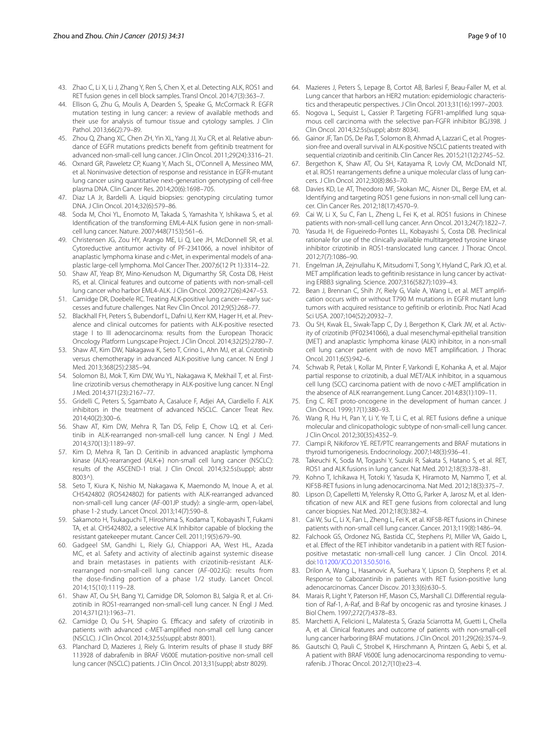43. Zhao C, Li X, Li J, Zhang Y, Ren S, Chen X, et al. Detecting ALK, ROS1 and RET fusion genes in cell block samples. Transl Oncol. 2014;7(3):363–7.
44. Ellison G, Zhu G, Moulis A, Dearden S, Speake G, McCormack R. EGFR mutation testing in lung cancer: a review of available methods and their use for analysis of tumour tissue and cytology samples. J Clin Pathol. 2013;66(2):79–89.
45. Zhou Q, Zhang XC, Chen ZH, Yin XL, Yang JJ, Xu CR, et al. Relative abundance of EGFR mutations predicts benefit from gefitinib treatment for advanced non-small-cell lung cancer. J Clin Oncol. 2011;29(24):3316–21.
46. Oxnard GR, Paweletz CP, Kuang Y, Mach SL, O'Connell A, Messineo MM, et al. Noninvasive detection of response and resistance in EGFR-mutant lung cancer using quantitative next-generation genotyping of cell-free plasma DNA. Clin Cancer Res. 2014;20(6):1698–705.
47. Diaz LA Jr, Bardelli A. Liquid biopsies: genotyping circulating tumor DNA. J Clin Oncol. 2014;32(6):579–86.
48. Soda M, Choi YL, Enomoto M, Takada S, Yamashita Y, Ishikawa S, et al. Identification of the transforming EML4-ALK fusion gene in non-small-cell lung cancer. Nature. 2007;448(7153):561–6.
49. Christensen JG, Zou HY, Arango ME, Li Q, Lee JH, McDonnell SR, et al. Cytoreductive antitumor activity of PF-2341066, a novel inhibitor of anaplastic lymphoma kinase and c-Met, in experimental models of anaplastic large-cell lymphoma. Mol Cancer Ther. 2007;6(12 Pt 1):3314–22.
50. Shaw AT, Yeap BY, Mino-Kenudson M, Digumarthy SR, Costa DB, Heist RS, et al. Clinical features and outcome of patients with non-small-cell lung cancer who harbor EML4-ALK. J Clin Oncol. 2009;27(26):4247–53.
51. Camidge DR, Doebele RC. Treating ALK-positive lung cancer—early successes and future challenges. Nat Rev Clin Oncol. 2012;9(5):268–77.
52. Blackhall FH, Peters S, Bubendorf L, Dafni U, Kerr KM, Hager H, et al. Prevalence and clinical outcomes for patients with ALK-positive resected stage I to III adenocarcinoma: results from the European Thoracic Oncology Platform Lungscape Project. J Clin Oncol. 2014;32(25):2780–7.
53. Shaw AT, Kim DW, Nakagawa K, Seto T, Crino L, Ahn MJ, et al. Crizotinib versus chemotherapy in advanced ALK-positive lung cancer. N Engl J Med. 2013;368(25):2385–94.
54. Solomon BJ, Mok T, Kim DW, Wu YL, Nakagawa K, Mekhail T, et al. First-line crizotinib versus chemotherapy in ALK-positive lung cancer. N Engl J Med. 2014;371(23):2167–77.
55. Gridelli C, Peters S, Sgambato A, Casaluce F, Adjei AA, Ciardiello F. ALK inhibitors in the treatment of advanced NSCLC. Cancer Treat Rev. 2014;40(2):300–6.
56. Shaw AT, Kim DW, Mehra R, Tan DS, Felip E, Chow LQ, et al. Ceritinib in ALK-rearranged non-small-cell lung cancer. N Engl J Med. 2014;370(13):1189–97.
57. Kim D, Mehra R, Tan D. Ceritinib in advanced anaplastic lymphoma kinase (ALK)-rearranged (ALK+) non-small cell lung cancer (NSCLC): results of the ASCEND-1 trial. J Clin Oncol. 2014;32:5s(suppl; abstr 8003^).
58. Seto T, Kiura K, Nishio M, Nakagawa K, Maemondo M, Inoue A, et al. CH5424802 (RO5424802) for patients with ALK-rearranged advanced non-small-cell lung cancer (AF-001JP study): a single-arm, open-label, phase 1-2 study. Lancet Oncol. 2013;14(7):590–8.
59. Sakamoto H, Tsukaguchi T, Hiroshima S, Kodama T, Kobayashi T, Fukami TA, et al. CH5424802, a selective ALK Inhibitor capable of blocking the resistant gatekeeper mutant. Cancer Cell. 2011;19(5):679–90.
60. Gadgeel SM, Gandhi L, Riely GJ, Chiappori AA, West HL, Azada MC, et al. Safety and activity of alectinib against systemic disease and brain metastases in patients with crizotinib-resistant ALK-rearranged non-small-cell lung cancer (AF-002JG): results from the dose-finding portion of a phase 1/2 study. Lancet Oncol. 2014;15(10):1119–28.
61. Shaw AT, Ou SH, Bang YJ, Camidge DR, Solomon BJ, Salgia R, et al. Crizotinib in ROS1-rearranged non-small-cell lung cancer. N Engl J Med. 2014;371(21):1963–71.
62. Camidge D, Ou S-H, Shapiro G. Efficacy and safety of crizotinib in patients with advanced c-MET-amplified non-small cell lung cancer (NSCLC). J Clin Oncol. 2014;32:5s(suppl; abstr 8001).
63. Planchard D, Mazieres J, Riely G. Interim results of phase II study BRF 113928 of dabrafenib in BRAF V600E mutation-positive non-small cell lung cancer (NSCLC) patients. J Clin Oncol. 2013;31(suppl; abstr 8029).
64. Mazieres J, Peters S, Lepage B, Cortot AB, Barlesi F, Beau-Faller M, et al. Lung cancer that harbors an HER2 mutation: epidemiologic characteristics and therapeutic perspectives. J Clin Oncol. 2013;31(16):1997–2003.
65. Nogova L, Sequist L, Cassier P. Targeting FGFR1-amplified lung squamous cell carcinoma with the selective pan-FGFR inhibitor BGJ398. J Clin Oncol. 2014;32:5s(suppl; abstr 8034).
66. Gainor JF, Tan DS, De Pas T, Solomon B, Ahmad A, Lazzari C, et al. Progression-free and overall survival in ALK-positive NSCLC patients treated with sequential crizotinib and ceritinib. Clin Cancer Res. 2015;21(12):2745–52.
67. Bergethon K, Shaw AT, Ou SH, Katayama R, Lovly CM, McDonald NT, et al. ROS1 rearrangements define a unique molecular class of lung cancers. J Clin Oncol. 2012;30(8):863–70.
68. Davies KD, Le AT, Theodoro MF, Skokan MC, Aisner DL, Berge EM, et al. Identifying and targeting ROS1 gene fusions in non-small cell lung cancer. Clin Cancer Res. 2012;18(17):4570–9.
69. Cai W, Li X, Su C, Fan L, Zheng L, Fei K, et al. ROS1 fusions in Chinese patients with non-small-cell lung cancer. Ann Oncol. 2013;24(7):1822–7.
70. Yasuda H, de Figueiredo-Pontes LL, Kobayashi S, Costa DB. Preclinical rationale for use of the clinically available multitargeted tyrosine kinase inhibitor crizotinib in ROS1-translocated lung cancer. J Thorac Oncol. 2012;7(7):1086–90.
71. Engelman JA, Zejnullahu K, Mitsudomi T, Song Y, Hyland C, Park JO, et al. MET amplification leads to gefitinib resistance in lung cancer by activating ERBB3 signaling. Science. 2007;316(5827):1039–43.
72. Bean J, Brennan C, Shih JY, Riely G, Viale A, Wang L, et al. MET amplification occurs with or without T790 M mutations in EGFR mutant lung tumors with acquired resistance to gefitinib or erlotinib. Proc Natl Acad Sci USA. 2007;104(52):20932–7.
73. Ou SH, Kwak EL, Siwak-Tapp C, Dy J, Bergethon K, Clark JW, et al. Activity of crizotinib (PF02341066), a dual mesenchymal-epithelial transition (MET) and anaplastic lymphoma kinase (ALK) inhibitor, in a non-small cell lung cancer patient with de novo MET amplification. J Thorac Oncol. 2011;6(5):942–6.
74. Schwab R, Petak I, Kollar M, Pinter F, Varkondi E, Kohanka A, et al. Major partial response to crizotinib, a dual MET/ALK inhibitor, in a squamous cell lung (SCC) carcinoma patient with de novo c-MET amplification in the absence of ALK rearrangement. Lung Cancer. 2014;83(1):109–11.
75. Eng C. RET proto-oncogene in the development of human cancer. J Clin Oncol. 1999;17(1):380–93.
76. Wang R, Hu H, Pan Y, Li Y, Ye T, Li C, et al. RET fusions define a unique molecular and clinicopathologic subtype of non-small-cell lung cancer. J Clin Oncol. 2012;30(35):4352–9.
77. Ciampi R, Nikiforov YE. RET/PTC rearrangements and BRAF mutations in thyroid tumorigenesis. Endocrinology. 2007;148(3):936–41.
78. Takeuchi K, Soda M, Togashi Y, Suzuki R, Sakata S, Hatano S, et al. RET, ROS1 and ALK fusions in lung cancer. Nat Med. 2012;18(3):378–81.
79. Kohno T, Ichikawa H, Totoki Y, Yasuda K, Hiramoto M, Nammo T, et al. KIF5B-RET fusions in lung adenocarcinoma. Nat Med. 2012;18(3):375–7.
80. Lipson D, Capelletti M, Yelensky R, Otto G, Parker A, Jarosz M, et al. Identification of new ALK and RET gene fusions from colorectal and lung cancer biopsies. Nat Med. 2012;18(3):382–4.
81. Cai W, Su C, Li X, Fan L, Zheng L, Fei K, et al. KIF5B-RET fusions in Chinese patients with non-small cell lung cancer. Cancer. 2013;119(8):1486–94.
82. Falchook GS, Ordonez NG, Bastida CC, Stephens PJ, Miller VA, Gaido L, et al. Effect of the RET inhibitor vandetanib in a patient with RET fusion-positive metastatic non-small-cell lung cancer. J Clin Oncol. 2014. doi:10.1200/JCO.2013.50.5016.
83. Drilon A, Wang L, Hasanovic A, Suehara Y, Lipson D, Stephens P, et al. Response to Cabozantinib in patients with RET fusion-positive lung adenocarcinomas. Cancer Discov. 2013;3(6):630–5.
84. Marais R, Light Y, Paterson HF, Mason CS, Marshall CJ. Differential regulation of Raf-1, A-Raf, and B-Raf by oncogenic ras and tyrosine kinases. J Biol Chem. 1997;272(7):4378–83.
85. Marchetti A, Felicioni L, Malatesta S, Grazia Sciarrotta M, Guetti L, Chella A, et al. Clinical features and outcome of patients with non-small-cell lung cancer harboring BRAF mutations. J Clin Oncol. 2011;29(26):3574–9.
86. Gautschi O, Pauli C, Strobel K, Hirschmann A, Printzen G, Aebi S, et al. A patient with BRAF V600E lung adenocarcinoma responding to vemurafenib. J Thorac Oncol. 2012;7(10):e23–4.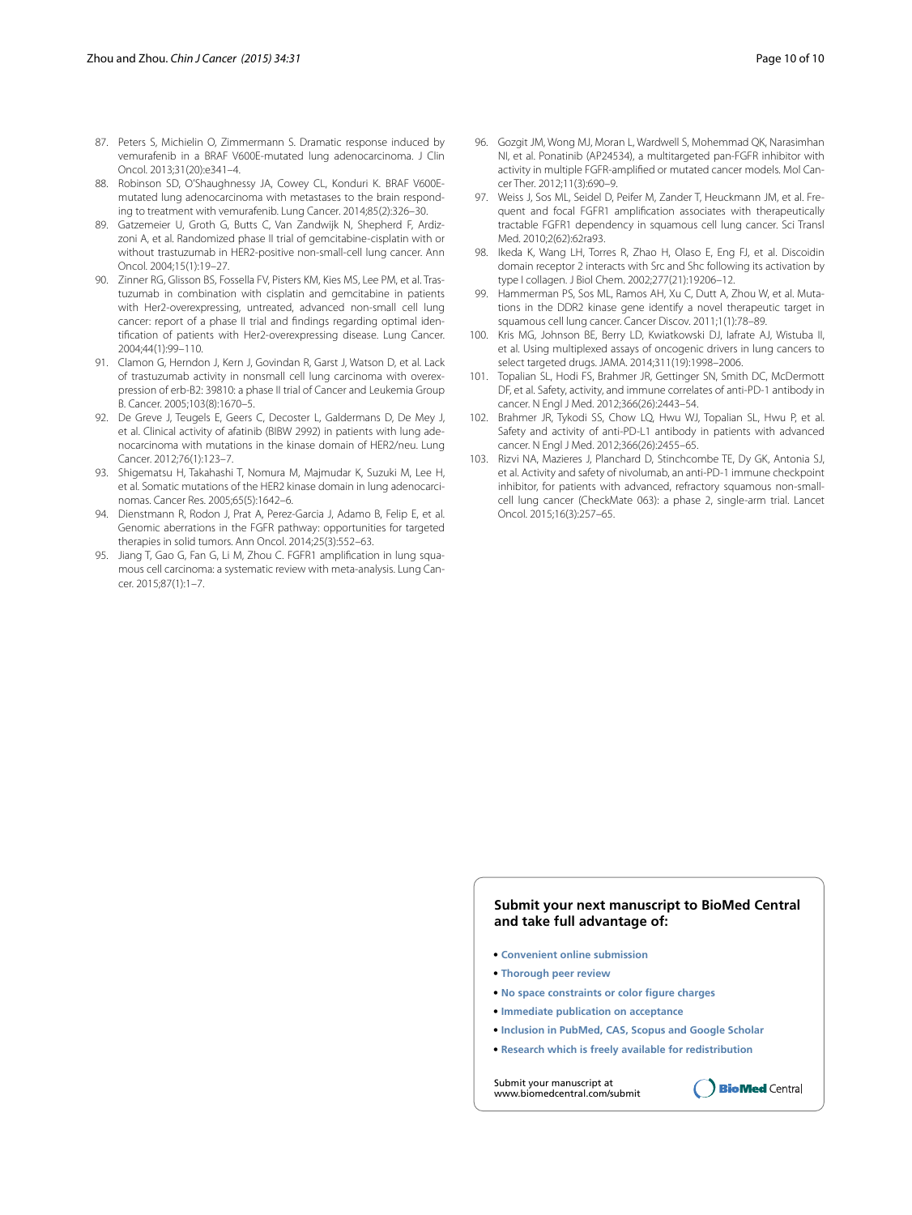87. Peters S, Michielin O, Zimmermann S. Dramatic response induced by vemurafenib in a BRAF V600E-mutated lung adenocarcinoma. J Clin Oncol. 2013;31(20):e341–4.
88. Robinson SD, O'Shaughnessy JA, Cowey CL, Konduri K. BRAF V600E-mutated lung adenocarcinoma with metastases to the brain responding to treatment with vemurafenib. Lung Cancer. 2014;85(2):326–30.
89. Gatzemeier U, Groth G, Butts C, Van Zandwijk N, Shepherd F, Ardizzoni A, et al. Randomized phase II trial of gemcitabine-cisplatin with or without trastuzumab in HER2-positive non-small-cell lung cancer. Ann Oncol. 2004;15(1):19–27.
90. Zinner RG, Glisson BS, Fossella FV, Pisters KM, Kies MS, Lee PM, et al. Trastuzumab in combination with cisplatin and gemcitabine in patients with Her2-overexpressing, untreated, advanced non-small cell lung cancer: report of a phase II trial and findings regarding optimal identification of patients with Her2-overexpressing disease. Lung Cancer. 2004;44(1):99–110.
91. Clamon G, Herndon J, Kern J, Govindan R, Garst J, Watson D, et al. Lack of trastuzumab activity in nonsmall cell lung carcinoma with overexpression of erb-B2: 39810: a phase II trial of Cancer and Leukemia Group B. Cancer. 2005;103(8):1670–5.
92. De Greve J, Teugels E, Geers C, Decoster L, Galdermans D, De Mey J, et al. Clinical activity of afatinib (BIBW 2992) in patients with lung adenocarcinoma with mutations in the kinase domain of HER2/neu. Lung Cancer. 2012;76(1):123–7.
93. Shigematsu H, Takahashi T, Nomura M, Majmudar K, Suzuki M, Lee H, et al. Somatic mutations of the HER2 kinase domain in lung adenocarcinomas. Cancer Res. 2005;65(5):1642–6.
94. Dienstmann R, Rodon J, Prat A, Perez-Garcia J, Adamo B, Felip E, et al. Genomic aberrations in the FGFR pathway: opportunities for targeted therapies in solid tumors. Ann Oncol. 2014;25(3):552–63.
95. Jiang T, Gao G, Fan G, Li M, Zhou C. FGFR1 amplification in lung squamous cell carcinoma: a systematic review with meta-analysis. Lung Cancer. 2015;87(1):1–7.
96. Gozgit JM, Wong MJ, Moran L, Wardwell S, Mohemmad QK, Narasimhan NI, et al. Ponatinib (AP24534), a multitargeted pan-FGFR inhibitor with activity in multiple FGFR-amplified or mutated cancer models. Mol Cancer Ther. 2012;11(3):690–9.
97. Weiss J, Sos ML, Seidel D, Peifer M, Zander T, Heuckmann JM, et al. Frequent and focal FGFR1 amplification associates with therapeutically tractable FGFR1 dependency in squamous cell lung cancer. Sci Transl Med. 2010;2(62):62ra93.
98. Ikeda K, Wang LH, Torres R, Zhao H, Olaso E, Eng FJ, et al. Discoidin domain receptor 2 interacts with Src and Shc following its activation by type I collagen. J Biol Chem. 2002;277(21):19206–12.
99. Hammerman PS, Sos ML, Ramos AH, Xu C, Dutt A, Zhou W, et al. Mutations in the DDR2 kinase gene identify a novel therapeutic target in squamous cell lung cancer. Cancer Discov. 2011;1(1):78–89.
100. Kris MG, Johnson BE, Berry LD, Kwiatkowski DJ, Iafrate AJ, Wistuba II, et al. Using multiplexed assays of oncogenic drivers in lung cancers to select targeted drugs. JAMA. 2014;311(19):1998–2006.
101. Topalian SL, Hodi FS, Brahmer JR, Gettinger SN, Smith DC, McDermott DF, et al. Safety, activity, and immune correlates of anti-PD-1 antibody in cancer. N Engl J Med. 2012;366(26):2443–54.
102. Brahmer JR, Tykodi SS, Chow LQ, Hwu WJ, Topalian SL, Hwu P, et al. Safety and activity of anti-PD-L1 antibody in patients with advanced cancer. N Engl J Med. 2012;366(26):2455–65.
103. Rizvi NA, Mazieres J, Planchard D, Stinchcombe TE, Dy GK, Antonia SJ, et al. Activity and safety of nivolumab, an anti-PD-1 immune checkpoint inhibitor, for patients with advanced, refractory squamous non-small-cell lung cancer (CheckMate 063): a phase 2, single-arm trial. Lancet Oncol. 2015;16(3):257–65.

**Submit your next manuscript to BioMed Central and take full advantage of:**

- **Convenient online submission**
- **Thorough peer review**
- **No space constraints or color figure charges**
- **Immediate publication on acceptance**
- **Inclusion in PubMed, CAS, Scopus and Google Scholar**
- **Research which is freely available for redistribution**

Submit your manuscript at
www.biomedcentral.com/submit

BioMed Central